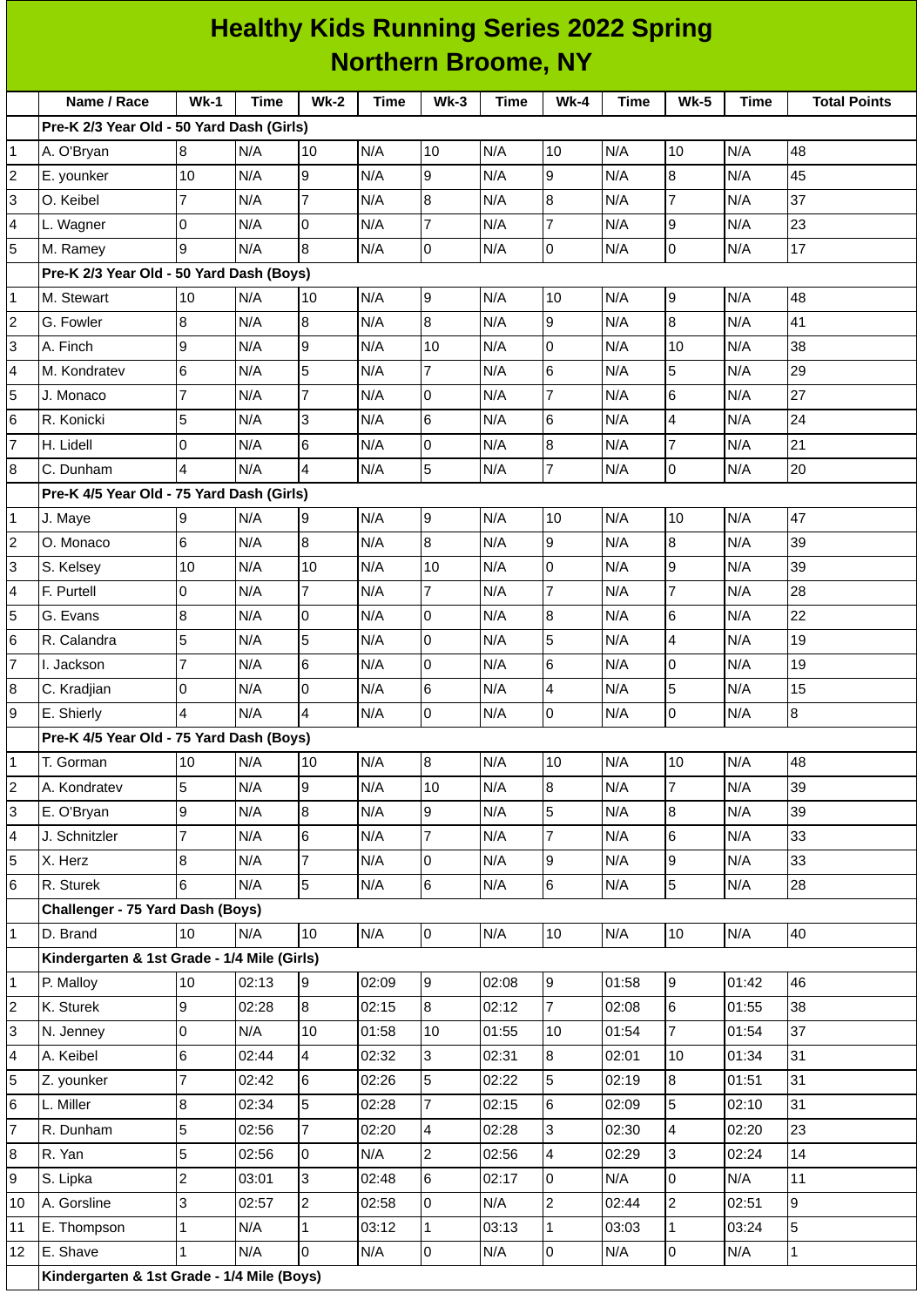# Healthy Kids Running Series 2022 Spring
## Northern Broome, NY

| | Name / Race | Wk-1 | Time | Wk-2 | Time | Wk-3 | Time | Wk-4 | Time | Wk-5 | Time | Total Points |
|---|---|---|---|---|---|---|---|---|---|---|---|---|
| | **Pre-K 2/3 Year Old - 50 Yard Dash (Girls)** | | | | | | | | | | | |
| 1 | A. O'Bryan | 8 | N/A | 10 | N/A | 10 | N/A | 10 | N/A | 10 | N/A | 48 |
| 2 | E. younker | 10 | N/A | 9 | N/A | 9 | N/A | 9 | N/A | 8 | N/A | 45 |
| 3 | O. Keibel | 7 | N/A | 7 | N/A | 8 | N/A | 8 | N/A | 7 | N/A | 37 |
| 4 | L. Wagner | 0 | N/A | 0 | N/A | 7 | N/A | 7 | N/A | 9 | N/A | 23 |
| 5 | M. Ramey | 9 | N/A | 8 | N/A | 0 | N/A | 0 | N/A | 0 | N/A | 17 |
| | **Pre-K 2/3 Year Old - 50 Yard Dash (Boys)** | | | | | | | | | | | |
| 1 | M. Stewart | 10 | N/A | 10 | N/A | 9 | N/A | 10 | N/A | 9 | N/A | 48 |
| 2 | G. Fowler | 8 | N/A | 8 | N/A | 8 | N/A | 9 | N/A | 8 | N/A | 41 |
| 3 | A. Finch | 9 | N/A | 9 | N/A | 10 | N/A | 0 | N/A | 10 | N/A | 38 |
| 4 | M. Kondratev | 6 | N/A | 5 | N/A | 7 | N/A | 6 | N/A | 5 | N/A | 29 |
| 5 | J. Monaco | 7 | N/A | 7 | N/A | 0 | N/A | 7 | N/A | 6 | N/A | 27 |
| 6 | R. Konicki | 5 | N/A | 3 | N/A | 6 | N/A | 6 | N/A | 4 | N/A | 24 |
| 7 | H. Lidell | 0 | N/A | 6 | N/A | 0 | N/A | 8 | N/A | 7 | N/A | 21 |
| 8 | C. Dunham | 4 | N/A | 4 | N/A | 5 | N/A | 7 | N/A | 0 | N/A | 20 |
| | **Pre-K 4/5 Year Old - 75 Yard Dash (Girls)** | | | | | | | | | | | |
| 1 | J. Maye | 9 | N/A | 9 | N/A | 9 | N/A | 10 | N/A | 10 | N/A | 47 |
| 2 | O. Monaco | 6 | N/A | 8 | N/A | 8 | N/A | 9 | N/A | 8 | N/A | 39 |
| 3 | S. Kelsey | 10 | N/A | 10 | N/A | 10 | N/A | 0 | N/A | 9 | N/A | 39 |
| 4 | F. Purtell | 0 | N/A | 7 | N/A | 7 | N/A | 7 | N/A | 7 | N/A | 28 |
| 5 | G. Evans | 8 | N/A | 0 | N/A | 0 | N/A | 8 | N/A | 6 | N/A | 22 |
| 6 | R. Calandra | 5 | N/A | 5 | N/A | 0 | N/A | 5 | N/A | 4 | N/A | 19 |
| 7 | I. Jackson | 7 | N/A | 6 | N/A | 0 | N/A | 6 | N/A | 0 | N/A | 19 |
| 8 | C. Kradjian | 0 | N/A | 0 | N/A | 6 | N/A | 4 | N/A | 5 | N/A | 15 |
| 9 | E. Shierly | 4 | N/A | 4 | N/A | 0 | N/A | 0 | N/A | 0 | N/A | 8 |
| | **Pre-K 4/5 Year Old - 75 Yard Dash (Boys)** | | | | | | | | | | | |
| 1 | T. Gorman | 10 | N/A | 10 | N/A | 8 | N/A | 10 | N/A | 10 | N/A | 48 |
| 2 | A. Kondratev | 5 | N/A | 9 | N/A | 10 | N/A | 8 | N/A | 7 | N/A | 39 |
| 3 | E. O'Bryan | 9 | N/A | 8 | N/A | 9 | N/A | 5 | N/A | 8 | N/A | 39 |
| 4 | J. Schnitzler | 7 | N/A | 6 | N/A | 7 | N/A | 7 | N/A | 6 | N/A | 33 |
| 5 | X. Herz | 8 | N/A | 7 | N/A | 0 | N/A | 9 | N/A | 9 | N/A | 33 |
| 6 | R. Sturek | 6 | N/A | 5 | N/A | 6 | N/A | 6 | N/A | 5 | N/A | 28 |
| | **Challenger - 75 Yard Dash (Boys)** | | | | | | | | | | | |
| 1 | D. Brand | 10 | N/A | 10 | N/A | 0 | N/A | 10 | N/A | 10 | N/A | 40 |
| | **Kindergarten & 1st Grade - 1/4 Mile (Girls)** | | | | | | | | | | | |
| 1 | P. Malloy | 10 | 02:13 | 9 | 02:09 | 9 | 02:08 | 9 | 01:58 | 9 | 01:42 | 46 |
| 2 | K. Sturek | 9 | 02:28 | 8 | 02:15 | 8 | 02:12 | 7 | 02:08 | 6 | 01:55 | 38 |
| 3 | N. Jenney | 0 | N/A | 10 | 01:58 | 10 | 01:55 | 10 | 01:54 | 7 | 01:54 | 37 |
| 4 | A. Keibel | 6 | 02:44 | 4 | 02:32 | 3 | 02:31 | 8 | 02:01 | 10 | 01:34 | 31 |
| 5 | Z. younker | 7 | 02:42 | 6 | 02:26 | 5 | 02:22 | 5 | 02:19 | 8 | 01:51 | 31 |
| 6 | L. Miller | 8 | 02:34 | 5 | 02:28 | 7 | 02:15 | 6 | 02:09 | 5 | 02:10 | 31 |
| 7 | R. Dunham | 5 | 02:56 | 7 | 02:20 | 4 | 02:28 | 3 | 02:30 | 4 | 02:20 | 23 |
| 8 | R. Yan | 5 | 02:56 | 0 | N/A | 2 | 02:56 | 4 | 02:29 | 3 | 02:24 | 14 |
| 9 | S. Lipka | 2 | 03:01 | 3 | 02:48 | 6 | 02:17 | 0 | N/A | 0 | N/A | 11 |
| 10 | A. Gorsline | 3 | 02:57 | 2 | 02:58 | 0 | N/A | 2 | 02:44 | 2 | 02:51 | 9 |
| 11 | E. Thompson | 1 | N/A | 1 | 03:12 | 1 | 03:13 | 1 | 03:03 | 1 | 03:24 | 5 |
| 12 | E. Shave | 1 | N/A | 0 | N/A | 0 | N/A | 0 | N/A | 0 | N/A | 1 |
| | **Kindergarten & 1st Grade - 1/4 Mile (Boys)** | | | | | | | | | | | |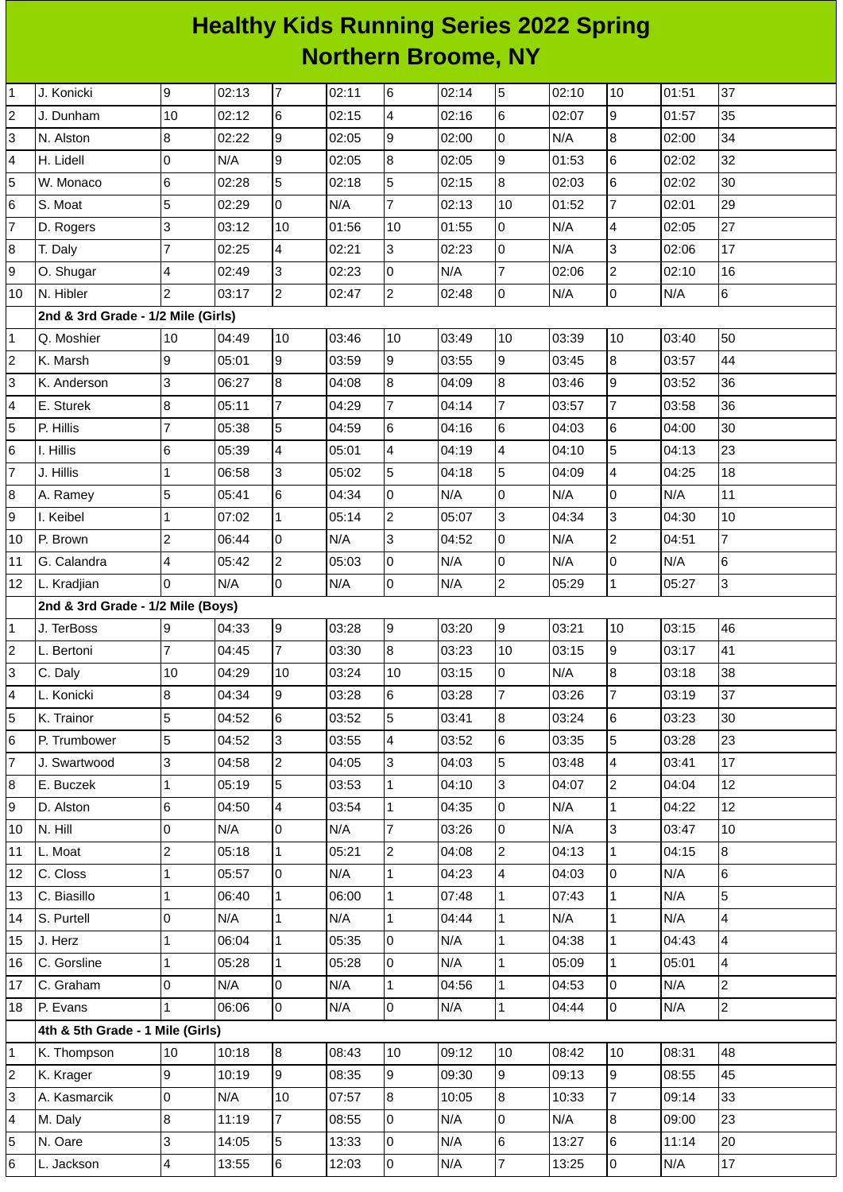# Healthy Kids Running Series 2022 Spring
## Northern Broome, NY

| | | | | | | | | | | | | |
|---|---|---|---|---|---|---|---|---|---|---|---|---|
| 1 | J. Konicki | 9 | 02:13 | 7 | 02:11 | 6 | 02:14 | 5 | 02:10 | 10 | 01:51 | 37 |
| 2 | J. Dunham | 10 | 02:12 | 6 | 02:15 | 4 | 02:16 | 6 | 02:07 | 9 | 01:57 | 35 |
| 3 | N. Alston | 8 | 02:22 | 9 | 02:05 | 9 | 02:00 | 0 | N/A | 8 | 02:00 | 34 |
| 4 | H. Lidell | 0 | N/A | 9 | 02:05 | 8 | 02:05 | 9 | 01:53 | 6 | 02:02 | 32 |
| 5 | W. Monaco | 6 | 02:28 | 5 | 02:18 | 5 | 02:15 | 8 | 02:03 | 6 | 02:02 | 30 |
| 6 | S. Moat | 5 | 02:29 | 0 | N/A | 7 | 02:13 | 10 | 01:52 | 7 | 02:01 | 29 |
| 7 | D. Rogers | 3 | 03:12 | 10 | 01:56 | 10 | 01:55 | 0 | N/A | 4 | 02:05 | 27 |
| 8 | T. Daly | 7 | 02:25 | 4 | 02:21 | 3 | 02:23 | 0 | N/A | 3 | 02:06 | 17 |
| 9 | O. Shugar | 4 | 02:49 | 3 | 02:23 | 0 | N/A | 7 | 02:06 | 2 | 02:10 | 16 |
| 10 | N. Hibler | 2 | 03:17 | 2 | 02:47 | 2 | 02:48 | 0 | N/A | 0 | N/A | 6 |
| | **2nd & 3rd Grade - 1/2 Mile (Girls)** | | | | | | | | | | | |
| 1 | Q. Moshier | 10 | 04:49 | 10 | 03:46 | 10 | 03:49 | 10 | 03:39 | 10 | 03:40 | 50 |
| 2 | K. Marsh | 9 | 05:01 | 9 | 03:59 | 9 | 03:55 | 9 | 03:45 | 8 | 03:57 | 44 |
| 3 | K. Anderson | 3 | 06:27 | 8 | 04:08 | 8 | 04:09 | 8 | 03:46 | 9 | 03:52 | 36 |
| 4 | E. Sturek | 8 | 05:11 | 7 | 04:29 | 7 | 04:14 | 7 | 03:57 | 7 | 03:58 | 36 |
| 5 | P. Hillis | 7 | 05:38 | 5 | 04:59 | 6 | 04:16 | 6 | 04:03 | 6 | 04:00 | 30 |
| 6 | I. Hillis | 6 | 05:39 | 4 | 05:01 | 4 | 04:19 | 4 | 04:10 | 5 | 04:13 | 23 |
| 7 | J. Hillis | 1 | 06:58 | 3 | 05:02 | 5 | 04:18 | 5 | 04:09 | 4 | 04:25 | 18 |
| 8 | A. Ramey | 5 | 05:41 | 6 | 04:34 | 0 | N/A | 0 | N/A | 0 | N/A | 11 |
| 9 | I. Keibel | 1 | 07:02 | 1 | 05:14 | 2 | 05:07 | 3 | 04:34 | 3 | 04:30 | 10 |
| 10 | P. Brown | 2 | 06:44 | 0 | N/A | 3 | 04:52 | 0 | N/A | 2 | 04:51 | 7 |
| 11 | G. Calandra | 4 | 05:42 | 2 | 05:03 | 0 | N/A | 0 | N/A | 0 | N/A | 6 |
| 12 | L. Kradjian | 0 | N/A | 0 | N/A | 0 | N/A | 2 | 05:29 | 1 | 05:27 | 3 |
| | **2nd & 3rd Grade - 1/2 Mile (Boys)** | | | | | | | | | | | |
| 1 | J. TerBoss | 9 | 04:33 | 9 | 03:28 | 9 | 03:20 | 9 | 03:21 | 10 | 03:15 | 46 |
| 2 | L. Bertoni | 7 | 04:45 | 7 | 03:30 | 8 | 03:23 | 10 | 03:15 | 9 | 03:17 | 41 |
| 3 | C. Daly | 10 | 04:29 | 10 | 03:24 | 10 | 03:15 | 0 | N/A | 8 | 03:18 | 38 |
| 4 | L. Konicki | 8 | 04:34 | 9 | 03:28 | 6 | 03:28 | 7 | 03:26 | 7 | 03:19 | 37 |
| 5 | K. Trainor | 5 | 04:52 | 6 | 03:52 | 5 | 03:41 | 8 | 03:24 | 6 | 03:23 | 30 |
| 6 | P. Trumbower | 5 | 04:52 | 3 | 03:55 | 4 | 03:52 | 6 | 03:35 | 5 | 03:28 | 23 |
| 7 | J. Swartwood | 3 | 04:58 | 2 | 04:05 | 3 | 04:03 | 5 | 03:48 | 4 | 03:41 | 17 |
| 8 | E. Buczek | 1 | 05:19 | 5 | 03:53 | 1 | 04:10 | 3 | 04:07 | 2 | 04:04 | 12 |
| 9 | D. Alston | 6 | 04:50 | 4 | 03:54 | 1 | 04:35 | 0 | N/A | 1 | 04:22 | 12 |
| 10 | N. Hill | 0 | N/A | 0 | N/A | 7 | 03:26 | 0 | N/A | 3 | 03:47 | 10 |
| 11 | L. Moat | 2 | 05:18 | 1 | 05:21 | 2 | 04:08 | 2 | 04:13 | 1 | 04:15 | 8 |
| 12 | C. Closs | 1 | 05:57 | 0 | N/A | 1 | 04:23 | 4 | 04:03 | 0 | N/A | 6 |
| 13 | C. Biasillo | 1 | 06:40 | 1 | 06:00 | 1 | 07:48 | 1 | 07:43 | 1 | N/A | 5 |
| 14 | S. Purtell | 0 | N/A | 1 | N/A | 1 | 04:44 | 1 | N/A | 1 | N/A | 4 |
| 15 | J. Herz | 1 | 06:04 | 1 | 05:35 | 0 | N/A | 1 | 04:38 | 1 | 04:43 | 4 |
| 16 | C. Gorsline | 1 | 05:28 | 1 | 05:28 | 0 | N/A | 1 | 05:09 | 1 | 05:01 | 4 |
| 17 | C. Graham | 0 | N/A | 0 | N/A | 1 | 04:56 | 1 | 04:53 | 0 | N/A | 2 |
| 18 | P. Evans | 1 | 06:06 | 0 | N/A | 0 | N/A | 1 | 04:44 | 0 | N/A | 2 |
| | **4th & 5th Grade - 1 Mile (Girls)** | | | | | | | | | | | |
| 1 | K. Thompson | 10 | 10:18 | 8 | 08:43 | 10 | 09:12 | 10 | 08:42 | 10 | 08:31 | 48 |
| 2 | K. Krager | 9 | 10:19 | 9 | 08:35 | 9 | 09:30 | 9 | 09:13 | 9 | 08:55 | 45 |
| 3 | A. Kasmarcik | 0 | N/A | 10 | 07:57 | 8 | 10:05 | 8 | 10:33 | 7 | 09:14 | 33 |
| 4 | M. Daly | 8 | 11:19 | 7 | 08:55 | 0 | N/A | 0 | N/A | 8 | 09:00 | 23 |
| 5 | N. Oare | 3 | 14:05 | 5 | 13:33 | 0 | N/A | 6 | 13:27 | 6 | 11:14 | 20 |
| 6 | L. Jackson | 4 | 13:55 | 6 | 12:03 | 0 | N/A | 7 | 13:25 | 0 | N/A | 17 |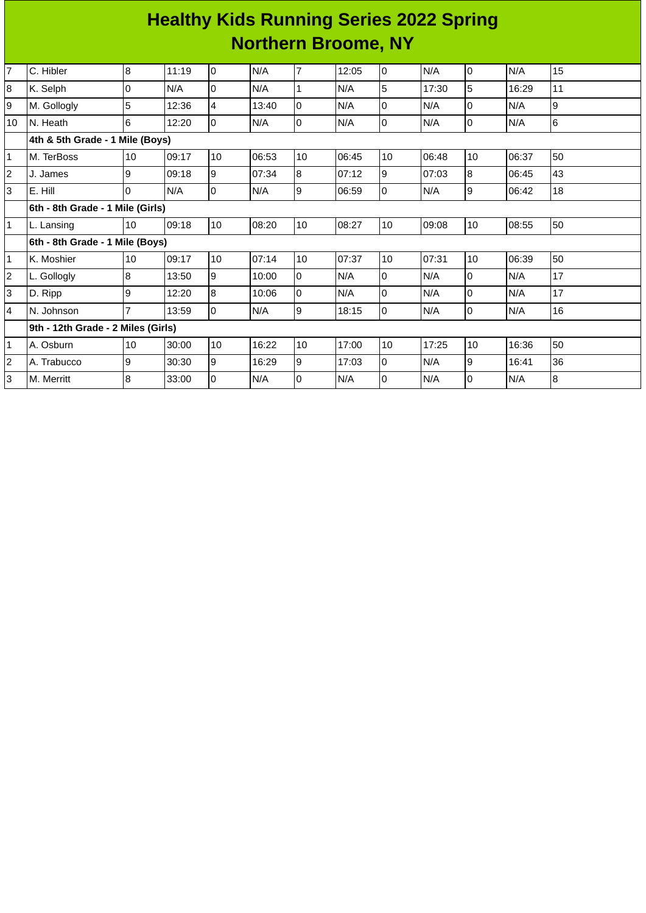# Healthy Kids Running Series 2022 Spring
## Northern Broome, NY

| | | | | | | | | | | | | |
|---|---|---|---|---|---|---|---|---|---|---|---|---|
| 7 | C. Hibler | 8 | 11:19 | 0 | N/A | 7 | 12:05 | 0 | N/A | 0 | N/A | 15 |
| 8 | K. Selph | 0 | N/A | 0 | N/A | 1 | N/A | 5 | 17:30 | 5 | 16:29 | 11 |
| 9 | M. Gollogly | 5 | 12:36 | 4 | 13:40 | 0 | N/A | 0 | N/A | 0 | N/A | 9 |
| 10 | N. Heath | 6 | 12:20 | 0 | N/A | 0 | N/A | 0 | N/A | 0 | N/A | 6 |
| | **4th & 5th Grade - 1 Mile (Boys)** | | | | | | | | | | | |
| 1 | M. TerBoss | 10 | 09:17 | 10 | 06:53 | 10 | 06:45 | 10 | 06:48 | 10 | 06:37 | 50 |
| 2 | J. James | 9 | 09:18 | 9 | 07:34 | 8 | 07:12 | 9 | 07:03 | 8 | 06:45 | 43 |
| 3 | E. Hill | 0 | N/A | 0 | N/A | 9 | 06:59 | 0 | N/A | 9 | 06:42 | 18 |
| | **6th - 8th Grade - 1 Mile (Girls)** | | | | | | | | | | | |
| 1 | L. Lansing | 10 | 09:18 | 10 | 08:20 | 10 | 08:27 | 10 | 09:08 | 10 | 08:55 | 50 |
| | **6th - 8th Grade - 1 Mile (Boys)** | | | | | | | | | | | |
| 1 | K. Moshier | 10 | 09:17 | 10 | 07:14 | 10 | 07:37 | 10 | 07:31 | 10 | 06:39 | 50 |
| 2 | L. Gollogly | 8 | 13:50 | 9 | 10:00 | 0 | N/A | 0 | N/A | 0 | N/A | 17 |
| 3 | D. Ripp | 9 | 12:20 | 8 | 10:06 | 0 | N/A | 0 | N/A | 0 | N/A | 17 |
| 4 | N. Johnson | 7 | 13:59 | 0 | N/A | 9 | 18:15 | 0 | N/A | 0 | N/A | 16 |
| | **9th - 12th Grade - 2 Miles (Girls)** | | | | | | | | | | | |
| 1 | A. Osburn | 10 | 30:00 | 10 | 16:22 | 10 | 17:00 | 10 | 17:25 | 10 | 16:36 | 50 |
| 2 | A. Trabucco | 9 | 30:30 | 9 | 16:29 | 9 | 17:03 | 0 | N/A | 9 | 16:41 | 36 |
| 3 | M. Merritt | 8 | 33:00 | 0 | N/A | 0 | N/A | 0 | N/A | 0 | N/A | 8 |